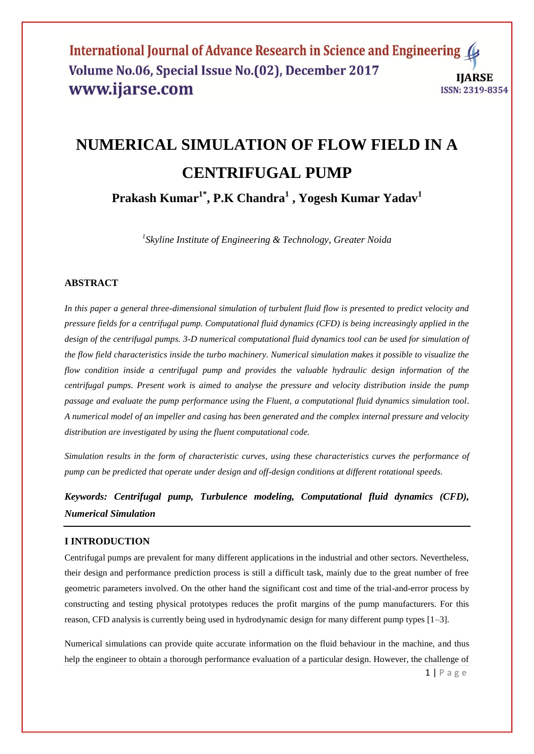# NUMERICAL SIMULATION OF FLOW FIELD IN A CENTRIFUGAL PUMP

**Prakash Kumar[1*], P.K Chandra[1] , Yogesh Kumar Yadav[1]**

*[1]Skyline Institute of Engineering & Technology, Greater Noida*

## ABSTRACT

*In this paper a general three-dimensional simulation of turbulent fluid flow is presented to predict velocity and pressure fields for a centrifugal pump. Computational fluid dynamics (CFD) is being increasingly applied in the design of the centrifugal pumps. 3-D numerical computational fluid dynamics tool can be used for simulation of the flow field characteristics inside the turbo machinery. Numerical simulation makes it possible to visualize the flow condition inside a centrifugal pump and provides the valuable hydraulic design information of the centrifugal pumps. Present work is aimed to analyse the pressure and velocity distribution inside the pump passage and evaluate the pump performance using the Fluent, a computational fluid dynamics simulation tool. A numerical model of an impeller and casing has been generated and the complex internal pressure and velocity distribution are investigated by using the fluent computational code.*

*Simulation results in the form of characteristic curves, using these characteristics curves the performance of pump can be predicted that operate under design and off-design conditions at different rotational speeds.*

***Keywords: Centrifugal pump, Turbulence modeling, Computational fluid dynamics (CFD), Numerical Simulation***

## I INTRODUCTION

Centrifugal pumps are prevalent for many different applications in the industrial and other sectors. Nevertheless, their design and performance prediction process is still a difficult task, mainly due to the great number of free geometric parameters involved. On the other hand the significant cost and time of the trial-and-error process by constructing and testing physical prototypes reduces the profit margins of the pump manufacturers. For this reason, CFD analysis is currently being used in hydrodynamic design for many different pump types [1–3].

Numerical simulations can provide quite accurate information on the fluid behaviour in the machine, and thus help the engineer to obtain a thorough performance evaluation of a particular design. However, the challenge of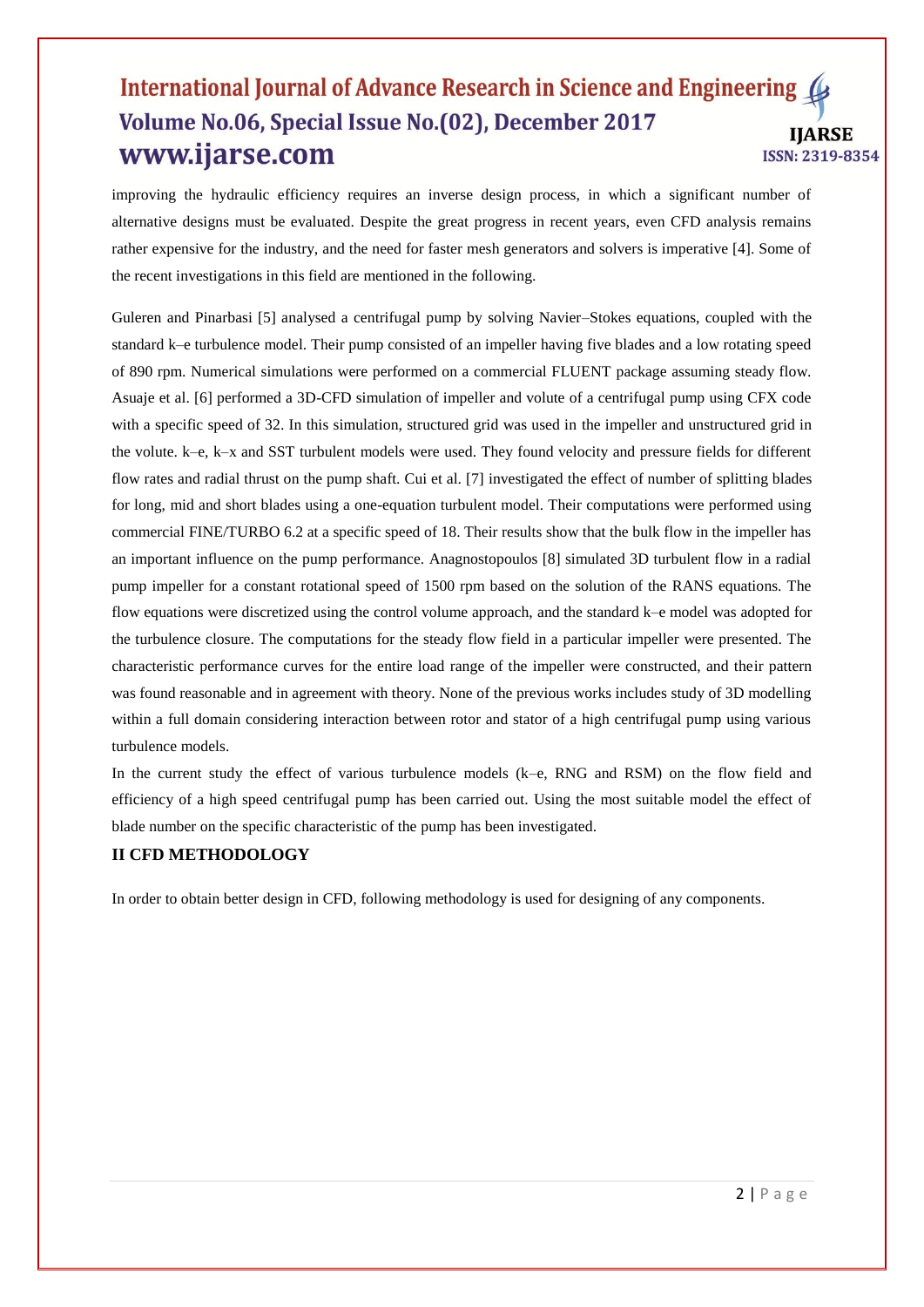improving the hydraulic efficiency requires an inverse design process, in which a significant number of alternative designs must be evaluated. Despite the great progress in recent years, even CFD analysis remains rather expensive for the industry, and the need for faster mesh generators and solvers is imperative [4]. Some of the recent investigations in this field are mentioned in the following.

Guleren and Pinarbasi [5] analysed a centrifugal pump by solving Navier–Stokes equations, coupled with the standard k–e turbulence model. Their pump consisted of an impeller having five blades and a low rotating speed of 890 rpm. Numerical simulations were performed on a commercial FLUENT package assuming steady flow. Asuaje et al. [6] performed a 3D-CFD simulation of impeller and volute of a centrifugal pump using CFX code with a specific speed of 32. In this simulation, structured grid was used in the impeller and unstructured grid in the volute. k–e, k–x and SST turbulent models were used. They found velocity and pressure fields for different flow rates and radial thrust on the pump shaft. Cui et al. [7] investigated the effect of number of splitting blades for long, mid and short blades using a one-equation turbulent model. Their computations were performed using commercial FINE/TURBO 6.2 at a specific speed of 18. Their results show that the bulk flow in the impeller has an important influence on the pump performance. Anagnostopoulos [8] simulated 3D turbulent flow in a radial pump impeller for a constant rotational speed of 1500 rpm based on the solution of the RANS equations. The flow equations were discretized using the control volume approach, and the standard k–e model was adopted for the turbulence closure. The computations for the steady flow field in a particular impeller were presented. The characteristic performance curves for the entire load range of the impeller were constructed, and their pattern was found reasonable and in agreement with theory. None of the previous works includes study of 3D modelling within a full domain considering interaction between rotor and stator of a high centrifugal pump using various turbulence models.

In the current study the effect of various turbulence models (k–e, RNG and RSM) on the flow field and efficiency of a high speed centrifugal pump has been carried out. Using the most suitable model the effect of blade number on the specific characteristic of the pump has been investigated.

## II CFD METHODOLOGY

In order to obtain better design in CFD, following methodology is used for designing of any components.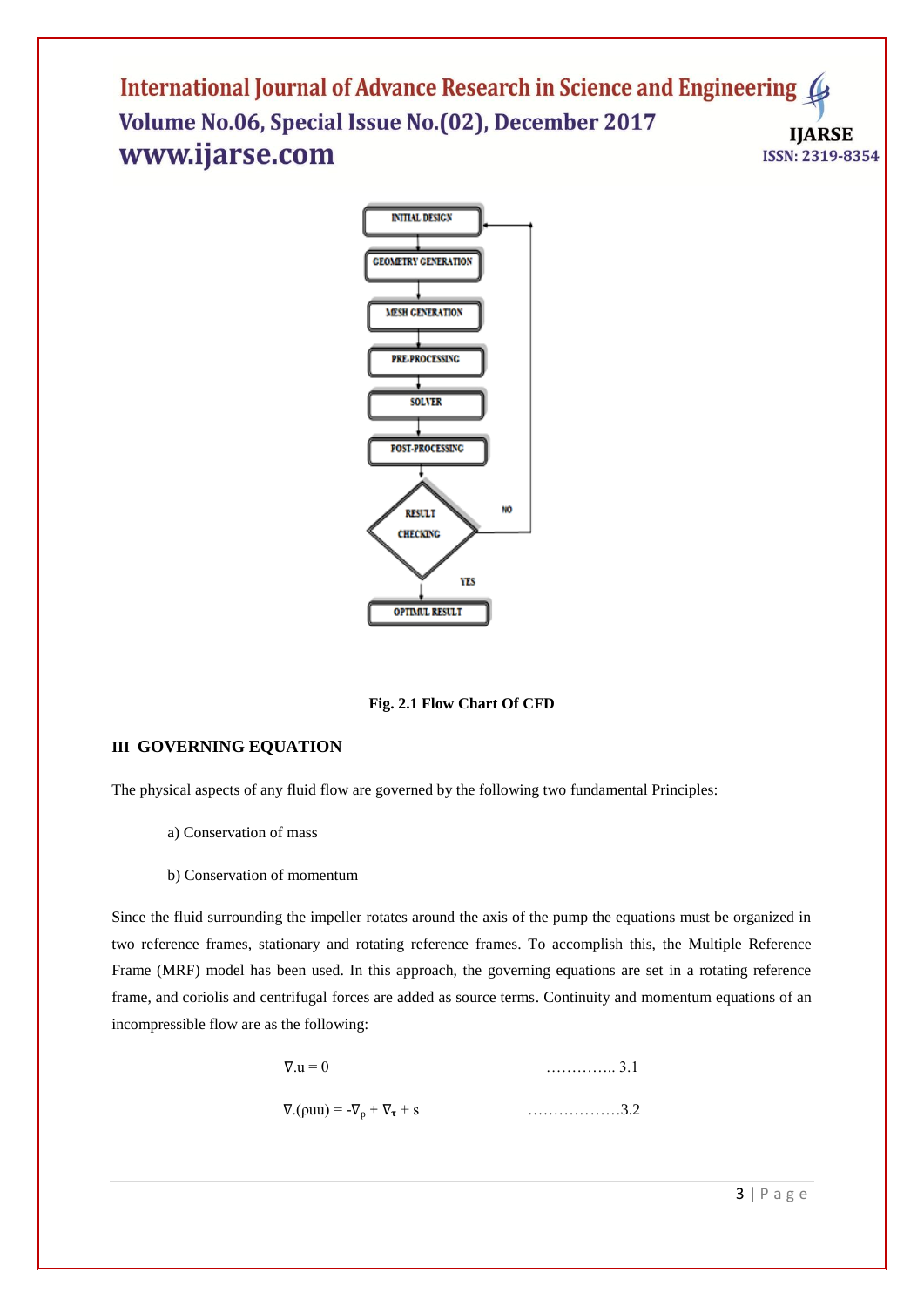Fig. 2.1 Flow Chart Of CFD

## III GOVERNING EQUATION

The physical aspects of any fluid flow are governed by the following two fundamental Principles:

a) Conservation of mass

b) Conservation of momentum

Since the fluid surrounding the impeller rotates around the axis of the pump the equations must be organized in two reference frames, stationary and rotating reference frames. To accomplish this, the Multiple Reference Frame (MRF) model has been used. In this approach, the governing equations are set in a rotating reference frame, and coriolis and centrifugal forces are added as source terms. Continuity and momentum equations of an incompressible flow are as the following:

$$\nabla . u = 0 \qquad \ldots\ldots\ldots\ldots\ldots 3.1$$

$$\nabla .(\rho u u) = -\nabla_p + \nabla_{\tau} + s \qquad \ldots\ldots\ldots\ldots\ldots\ldots 3.2$$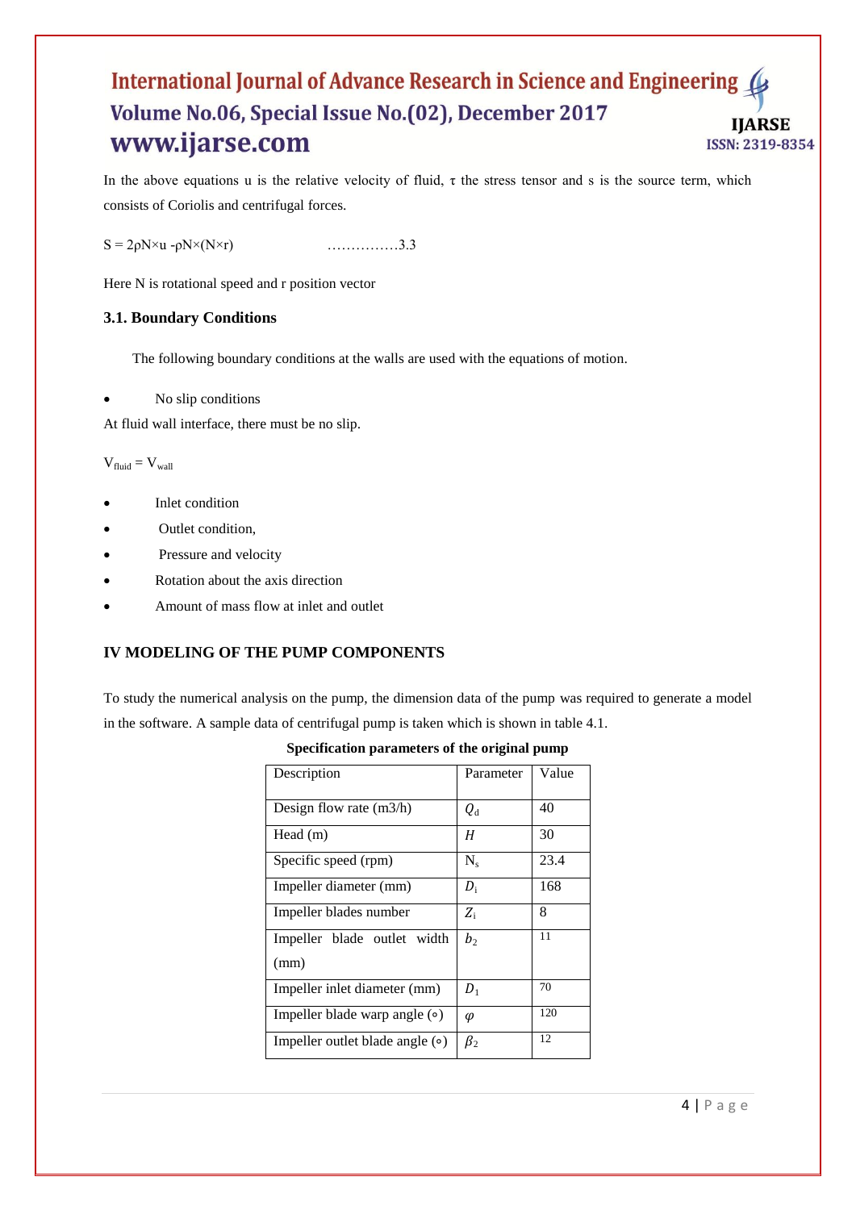In the above equations u is the relative velocity of fluid, $\tau$ the stress tensor and s is the source term, which consists of Coriolis and centrifugal forces.

$S = 2\rho N\times u - \rho N\times(N\times r)$ ……………3.3

Here N is rotational speed and r position vector

### 3.1. Boundary Conditions

The following boundary conditions at the walls are used with the equations of motion.

- No slip conditions

At fluid wall interface, there must be no slip.

$V_{fluid} = V_{wall}$

- Inlet condition
- Outlet condition,
- Pressure and velocity
- Rotation about the axis direction
- Amount of mass flow at inlet and outlet

## IV MODELING OF THE PUMP COMPONENTS

To study the numerical analysis on the pump, the dimension data of the pump was required to generate a model in the software. A sample data of centrifugal pump is taken which is shown in table 4.1.

**Specification parameters of the original pump**

| Description | Parameter | Value |
|---|---|---|
| Design flow rate (m3/h) | $Q_d$ | 40 |
| Head (m) | $H$ | 30 |
| Specific speed (rpm) | $N_s$ | 23.4 |
| Impeller diameter (mm) | $D_i$ | 168 |
| Impeller blades number | $Z_i$ | 8 |
| Impeller blade outlet width (mm) | $b_2$ | 11 |
| Impeller inlet diameter (mm) | $D_1$ | 70 |
| Impeller blade warp angle (∘) | $\varphi$ | 120 |
| Impeller outlet blade angle (∘) | $\beta_2$ | 12 |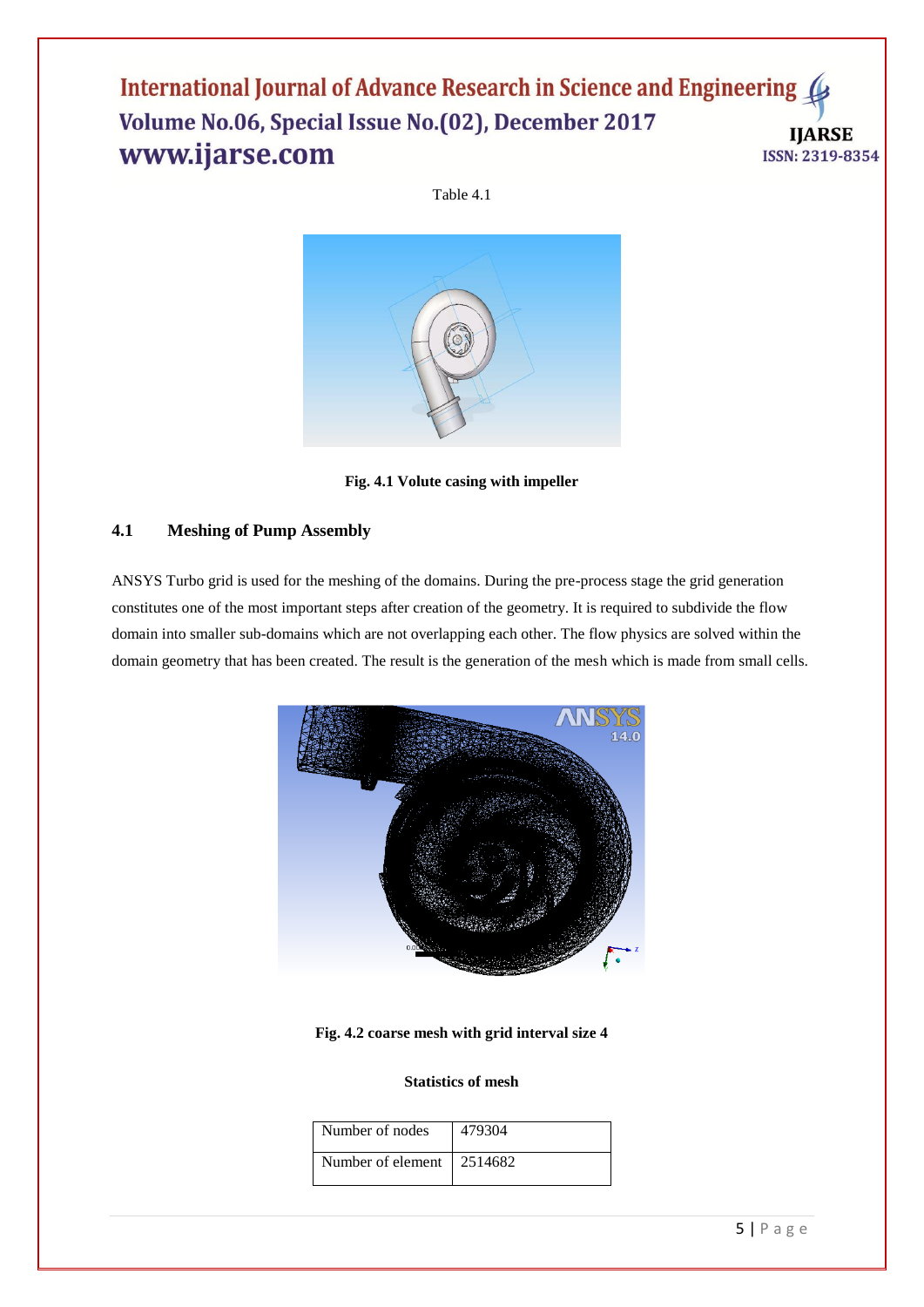Table 4.1

**Fig. 4.1 Volute casing with impeller**

### 4.1 Meshing of Pump Assembly

ANSYS Turbo grid is used for the meshing of the domains. During the pre-process stage the grid generation constitutes one of the most important steps after creation of the geometry. It is required to subdivide the flow domain into smaller sub-domains which are not overlapping each other. The flow physics are solved within the domain geometry that has been created. The result is the generation of the mesh which is made from small cells.

**Fig. 4.2 coarse mesh with grid interval size 4**

**Statistics of mesh**

| Number of nodes | 479304 |
|---|---|
| Number of element | 2514682 |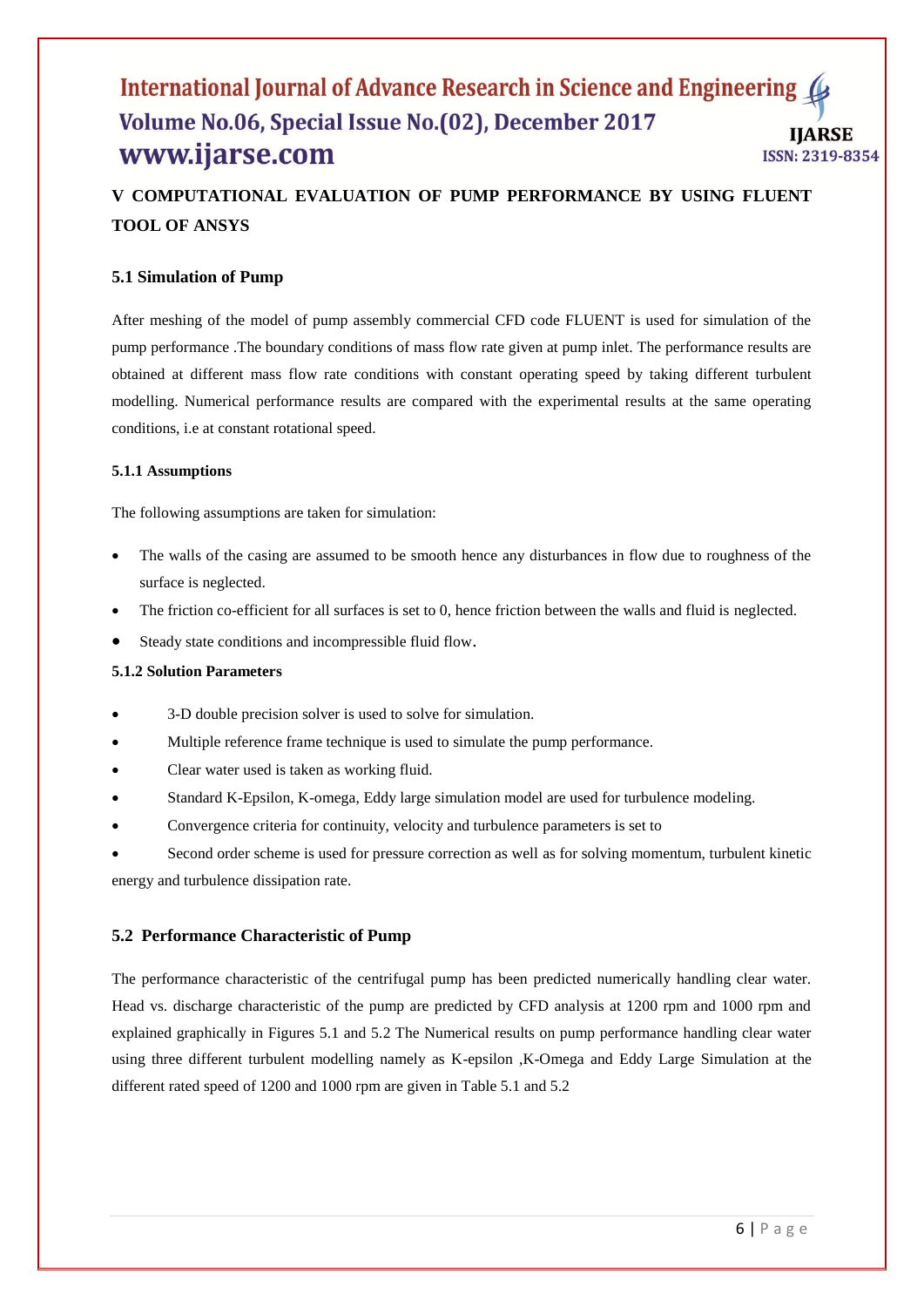## V COMPUTATIONAL EVALUATION OF PUMP PERFORMANCE BY USING FLUENT TOOL OF ANSYS

### 5.1 Simulation of Pump

After meshing of the model of pump assembly commercial CFD code FLUENT is used for simulation of the pump performance .The boundary conditions of mass flow rate given at pump inlet. The performance results are obtained at different mass flow rate conditions with constant operating speed by taking different turbulent modelling. Numerical performance results are compared with the experimental results at the same operating conditions, i.e at constant rotational speed.

#### 5.1.1 Assumptions

The following assumptions are taken for simulation:

- The walls of the casing are assumed to be smooth hence any disturbances in flow due to roughness of the surface is neglected.
- The friction co-efficient for all surfaces is set to 0, hence friction between the walls and fluid is neglected.
- Steady state conditions and incompressible fluid flow.

#### 5.1.2 Solution Parameters

- 3-D double precision solver is used to solve for simulation.
- Multiple reference frame technique is used to simulate the pump performance.
- Clear water used is taken as working fluid.
- Standard K-Epsilon, K-omega, Eddy large simulation model are used for turbulence modeling.
- Convergence criteria for continuity, velocity and turbulence parameters is set to
- Second order scheme is used for pressure correction as well as for solving momentum, turbulent kinetic energy and turbulence dissipation rate.

### 5.2 Performance Characteristic of Pump

The performance characteristic of the centrifugal pump has been predicted numerically handling clear water. Head vs. discharge characteristic of the pump are predicted by CFD analysis at 1200 rpm and 1000 rpm and explained graphically in Figures 5.1 and 5.2 The Numerical results on pump performance handling clear water using three different turbulent modelling namely as K-epsilon ,K-Omega and Eddy Large Simulation at the different rated speed of 1200 and 1000 rpm are given in Table 5.1 and 5.2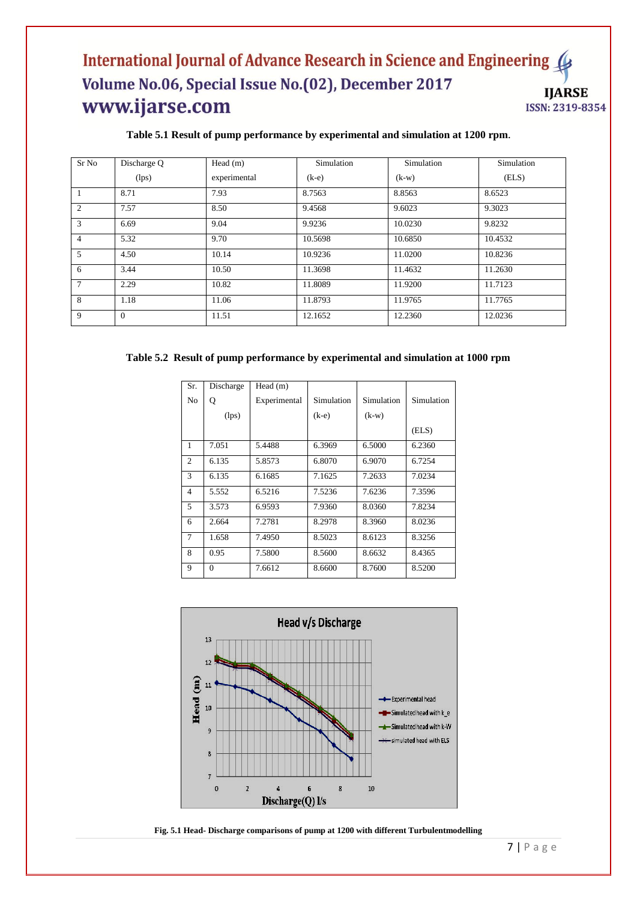**Table 5.1 Result of pump performance by experimental and simulation at 1200 rpm.**

| Sr No | Discharge Q (lps) | Head (m) experimental | Simulation (k-e) | Simulation (k-w) | Simulation (ELS) |
|---|---|---|---|---|---|
| 1 | 8.71 | 7.93 | 8.7563 | 8.8563 | 8.6523 |
| 2 | 7.57 | 8.50 | 9.4568 | 9.6023 | 9.3023 |
| 3 | 6.69 | 9.04 | 9.9236 | 10.0230 | 9.8232 |
| 4 | 5.32 | 9.70 | 10.5698 | 10.6850 | 10.4532 |
| 5 | 4.50 | 10.14 | 10.9236 | 11.0200 | 10.8236 |
| 6 | 3.44 | 10.50 | 11.3698 | 11.4632 | 11.2630 |
| 7 | 2.29 | 10.82 | 11.8089 | 11.9200 | 11.7123 |
| 8 | 1.18 | 11.06 | 11.8793 | 11.9765 | 11.7765 |
| 9 | 0 | 11.51 | 12.1652 | 12.2360 | 12.0236 |

**Table 5.2 Result of pump performance by experimental and simulation at 1000 rpm**

| Sr. No | Discharge Q (lps) | Head (m) Experimental | Simulation (k-e) | Simulation (k-w) | Simulation (ELS) |
|---|---|---|---|---|---|
| 1 | 7.051 | 5.4488 | 6.3969 | 6.5000 | 6.2360 |
| 2 | 6.135 | 5.8573 | 6.8070 | 6.9070 | 6.7254 |
| 3 | 6.135 | 6.1685 | 7.1625 | 7.2633 | 7.0234 |
| 4 | 5.552 | 6.5216 | 7.5236 | 7.6236 | 7.3596 |
| 5 | 3.573 | 6.9593 | 7.9360 | 8.0360 | 7.8234 |
| 6 | 2.664 | 7.2781 | 8.2978 | 8.3960 | 8.0236 |
| 7 | 1.658 | 7.4950 | 8.5023 | 8.6123 | 8.3256 |
| 8 | 0.95 | 7.5800 | 8.5600 | 8.6632 | 8.4365 |
| 9 | 0 | 7.6612 | 8.6600 | 8.7600 | 8.5200 |

**Fig. 5.1 Head- Discharge comparisons of pump at 1200 with different Turbulentmodelling**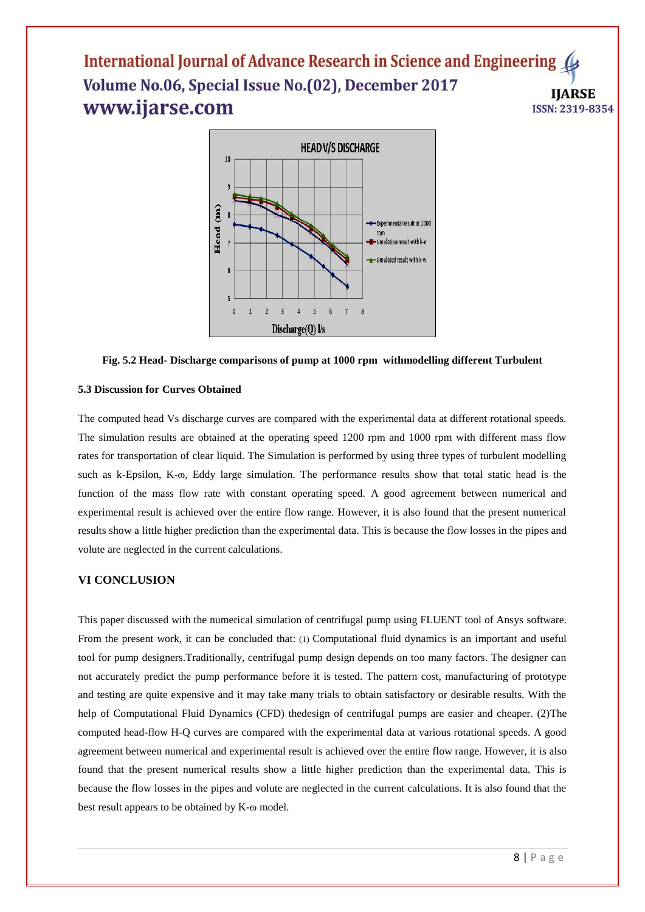**Fig. 5.2 Head- Discharge comparisons of pump at 1000 rpm withmodelling different Turbulent**

**5.3 Discussion for Curves Obtained**

The computed head Vs discharge curves are compared with the experimental data at different rotational speeds. The simulation results are obtained at the operating speed 1200 rpm and 1000 rpm with different mass flow rates for transportation of clear liquid. The Simulation is performed by using three types of turbulent modelling such as k-Epsilon, K-ω, Eddy large simulation. The performance results show that total static head is the function of the mass flow rate with constant operating speed. A good agreement between numerical and experimental result is achieved over the entire flow range. However, it is also found that the present numerical results show a little higher prediction than the experimental data. This is because the flow losses in the pipes and volute are neglected in the current calculations.

## VI CONCLUSION

This paper discussed with the numerical simulation of centrifugal pump using FLUENT tool of Ansys software. From the present work, it can be concluded that: (1) Computational fluid dynamics is an important and useful tool for pump designers.Traditionally, centrifugal pump design depends on too many factors. The designer can not accurately predict the pump performance before it is tested. The pattern cost, manufacturing of prototype and testing are quite expensive and it may take many trials to obtain satisfactory or desirable results. With the help of Computational Fluid Dynamics (CFD) thedesign of centrifugal pumps are easier and cheaper. (2)The computed head-flow H-Q curves are compared with the experimental data at various rotational speeds. A good agreement between numerical and experimental result is achieved over the entire flow range. However, it is also found that the present numerical results show a little higher prediction than the experimental data. This is because the flow losses in the pipes and volute are neglected in the current calculations. It is also found that the best result appears to be obtained by K-ω model.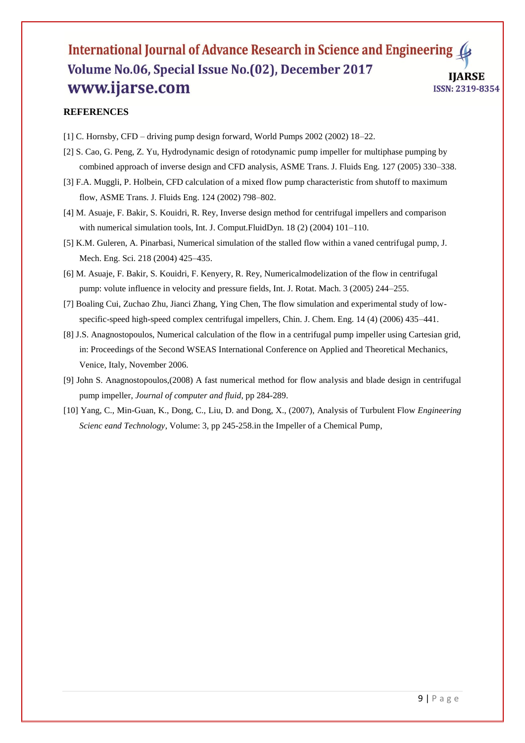**REFERENCES**

[1] C. Hornsby, CFD – driving pump design forward, World Pumps 2002 (2002) 18–22.

[2] S. Cao, G. Peng, Z. Yu, Hydrodynamic design of rotodynamic pump impeller for multiphase pumping by combined approach of inverse design and CFD analysis, ASME Trans. J. Fluids Eng. 127 (2005) 330–338.

[3] F.A. Muggli, P. Holbein, CFD calculation of a mixed flow pump characteristic from shutoff to maximum flow, ASME Trans. J. Fluids Eng. 124 (2002) 798–802.

[4] M. Asuaje, F. Bakir, S. Kouidri, R. Rey, Inverse design method for centrifugal impellers and comparison with numerical simulation tools, Int. J. Comput.FluidDyn. 18 (2) (2004) 101–110.

[5] K.M. Guleren, A. Pinarbasi, Numerical simulation of the stalled flow within a vaned centrifugal pump, J. Mech. Eng. Sci. 218 (2004) 425–435.

[6] M. Asuaje, F. Bakir, S. Kouidri, F. Kenyery, R. Rey, Numericalmodelization of the flow in centrifugal pump: volute influence in velocity and pressure fields, Int. J. Rotat. Mach. 3 (2005) 244–255.

[7] Boaling Cui, Zuchao Zhu, Jianci Zhang, Ying Chen, The flow simulation and experimental study of low-specific-speed high-speed complex centrifugal impellers, Chin. J. Chem. Eng. 14 (4) (2006) 435–441.

[8] J.S. Anagnostopoulos, Numerical calculation of the flow in a centrifugal pump impeller using Cartesian grid, in: Proceedings of the Second WSEAS International Conference on Applied and Theoretical Mechanics, Venice, Italy, November 2006.

[9] John S. Anagnostopoulos,(2008) A fast numerical method for flow analysis and blade design in centrifugal pump impeller, *Journal of computer and fluid,* pp 284-289.

[10] Yang, C., Min-Guan, K., Dong, C., Liu, D. and Dong, X., (2007), Analysis of Turbulent Flow *Engineering Scienc eand Technology*, Volume: 3, pp 245-258.in the Impeller of a Chemical Pump,